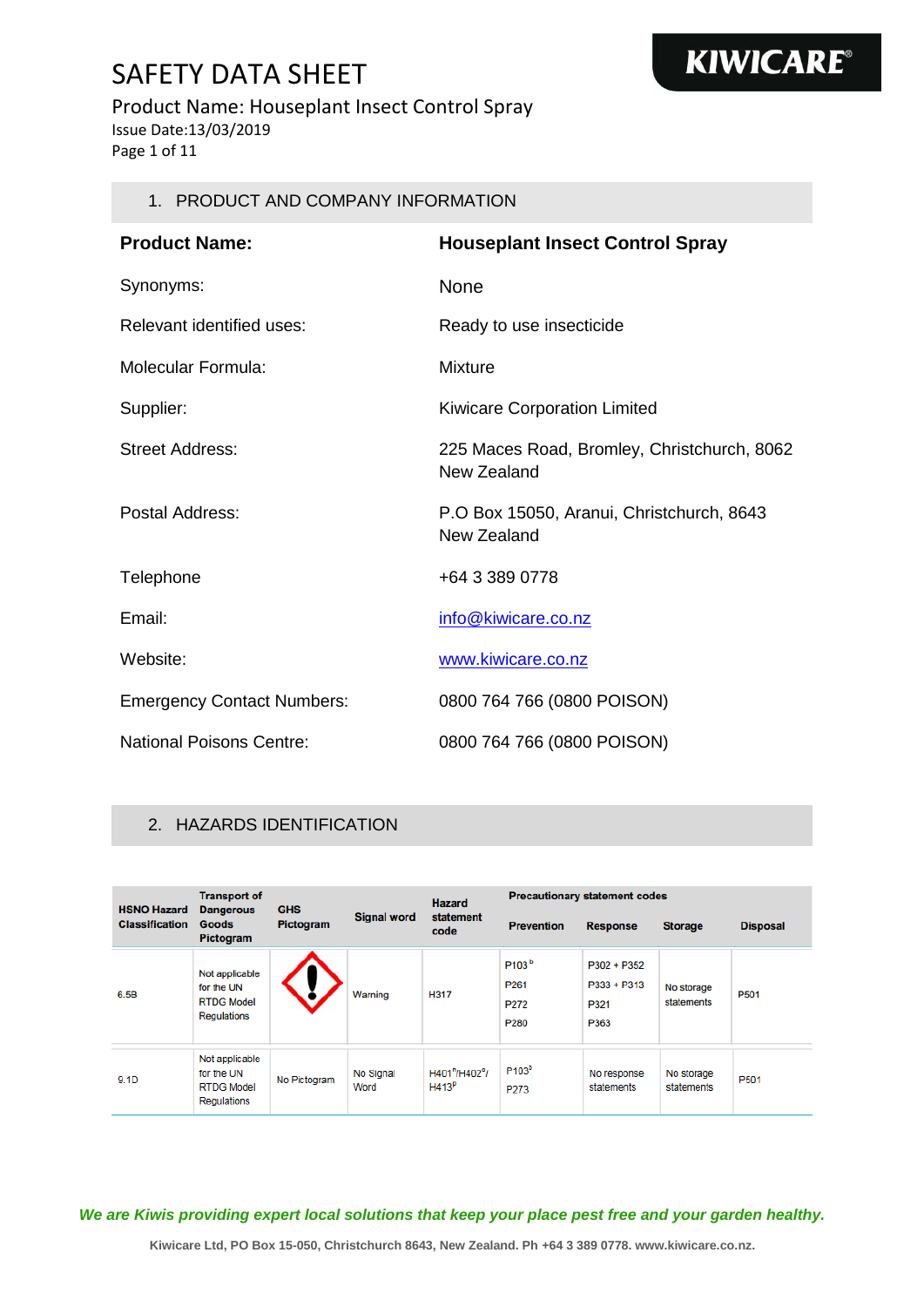# SAFETY DATA SHEET

Product Name: Houseplant Insect Control Spray

Issue Date:13/03/2019

## 1. PRODUCT AND COMPANY INFORMATION

| **Product Name:** | **Houseplant Insect Control Spray** |
|---|---|
| Synonyms: | None |
| Relevant identified uses: | Ready to use insecticide |
| Molecular Formula: | Mixture |
| Supplier: | Kiwicare Corporation Limited |
| Street Address: | 225 Maces Road, Bromley, Christchurch, 8062 New Zealand |
| Postal Address: | P.O Box 15050, Aranui, Christchurch, 8643 New Zealand |
| Telephone | +64 3 389 0778 |
| Email: | info@kiwicare.co.nz |
| Website: | www.kiwicare.co.nz |
| Emergency Contact Numbers: | 0800 764 766 (0800 POISON) |
| National Poisons Centre: | 0800 764 766 (0800 POISON) |

## 2. HAZARDS IDENTIFICATION

| HSNO Hazard Classification | Transport of Dangerous Goods Pictogram | GHS Pictogram | Signal word | Hazard statement code | Precautionary statement codes | | | |
|---|---|---|---|---|---|---|---|---|
| | | | | | Prevention | Response | Storage | Disposal |
| 6.5B | Not applicable for the UN RTDG Model Regulations | (exclamation mark) | Warning | H317 | P103[b] P261 P272 P280 | P302 + P352 P333 + P313 P321 P363 | No storage statements | P501 |
| 9.1D | Not applicable for the UN RTDG Model Regulations | No Pictogram | No Signal Word | H401[n]/H402[o]/ H413[p] | P103[3] P273 | No response statements | No storage statements | P501 |

*We are Kiwis providing expert local solutions that keep your place pest free and your garden healthy.*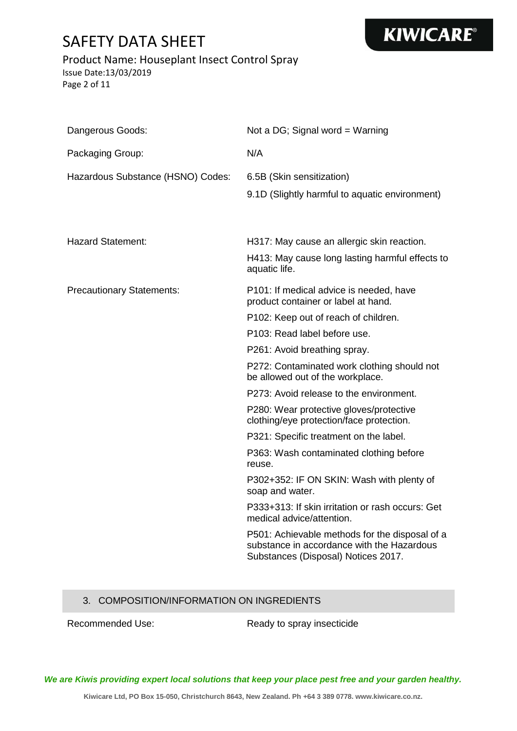| | |
|---|---|
| Dangerous Goods: | Not a DG; Signal word = Warning |
| Packaging Group: | N/A |
| Hazardous Substance (HSNO) Codes: | 6.5B (Skin sensitization)<br>9.1D (Slightly harmful to aquatic environment) |
| Hazard Statement: | H317: May cause an allergic skin reaction.<br>H413: May cause long lasting harmful effects to aquatic life. |
| Precautionary Statements: | P101: If medical advice is needed, have product container or label at hand.<br>P102: Keep out of reach of children.<br>P103: Read label before use.<br>P261: Avoid breathing spray.<br>P272: Contaminated work clothing should not be allowed out of the workplace.<br>P273: Avoid release to the environment.<br>P280: Wear protective gloves/protective clothing/eye protection/face protection.<br>P321: Specific treatment on the label.<br>P363: Wash contaminated clothing before reuse.<br>P302+352: IF ON SKIN: Wash with plenty of soap and water.<br>P333+313: If skin irritation or rash occurs: Get medical advice/attention.<br>P501: Achievable methods for the disposal of a substance in accordance with the Hazardous Substances (Disposal) Notices 2017. |

## 3. COMPOSITION/INFORMATION ON INGREDIENTS

| | |
|---|---|
| Recommended Use: | Ready to spray insecticide |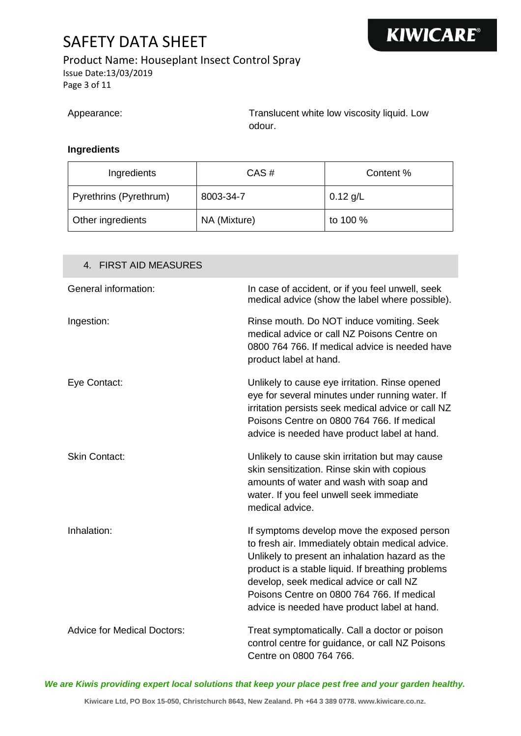Appearance: Translucent white low viscosity liquid. Low odour.

**Ingredients**

| Ingredients | CAS # | Content % |
|---|---|---|
| Pyrethrins (Pyrethrum) | 8003-34-7 | 0.12 g/L |
| Other ingredients | NA (Mixture) | to 100 % |

## 4. FIRST AID MEASURES

General information: In case of accident, or if you feel unwell, seek medical advice (show the label where possible).

Ingestion: Rinse mouth. Do NOT induce vomiting. Seek medical advice or call NZ Poisons Centre on 0800 764 766. If medical advice is needed have product label at hand.

Eye Contact: Unlikely to cause eye irritation. Rinse opened eye for several minutes under running water. If irritation persists seek medical advice or call NZ Poisons Centre on 0800 764 766. If medical advice is needed have product label at hand.

Skin Contact: Unlikely to cause skin irritation but may cause skin sensitization. Rinse skin with copious amounts of water and wash with soap and water. If you feel unwell seek immediate medical advice.

Inhalation: If symptoms develop move the exposed person to fresh air. Immediately obtain medical advice. Unlikely to present an inhalation hazard as the product is a stable liquid. If breathing problems develop, seek medical advice or call NZ Poisons Centre on 0800 764 766. If medical advice is needed have product label at hand.

Advice for Medical Doctors: Treat symptomatically. Call a doctor or poison control centre for guidance, or call NZ Poisons Centre on 0800 764 766.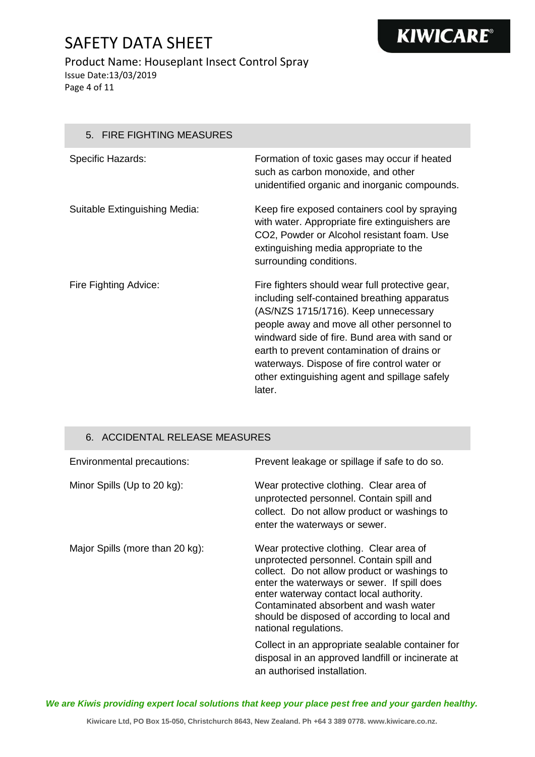## 5. FIRE FIGHTING MEASURES

| | |
|---|---|
| Specific Hazards: | Formation of toxic gases may occur if heated such as carbon monoxide, and other unidentified organic and inorganic compounds. |
| Suitable Extinguishing Media: | Keep fire exposed containers cool by spraying with water. Appropriate fire extinguishers are $CO_2$, Powder or Alcohol resistant foam. Use extinguishing media appropriate to the surrounding conditions. |
| Fire Fighting Advice: | Fire fighters should wear full protective gear, including self-contained breathing apparatus (AS/NZS 1715/1716). Keep unnecessary people away and move all other personnel to windward side of fire. Bund area with sand or earth to prevent contamination of drains or waterways. Dispose of fire control water or other extinguishing agent and spillage safely later. |

## 6. ACCIDENTAL RELEASE MEASURES

| | |
|---|---|
| Environmental precautions: | Prevent leakage or spillage if safe to do so. |
| Minor Spills (Up to 20 kg): | Wear protective clothing. Clear area of unprotected personnel. Contain spill and collect. Do not allow product or washings to enter the waterways or sewer. |
| Major Spills (more than 20 kg): | Wear protective clothing. Clear area of unprotected personnel. Contain spill and collect. Do not allow product or washings to enter the waterways or sewer. If spill does enter waterway contact local authority. Contaminated absorbent and wash water should be disposed of according to local and national regulations. Collect in an appropriate sealable container for disposal in an approved landfill or incinerate at an authorised installation. |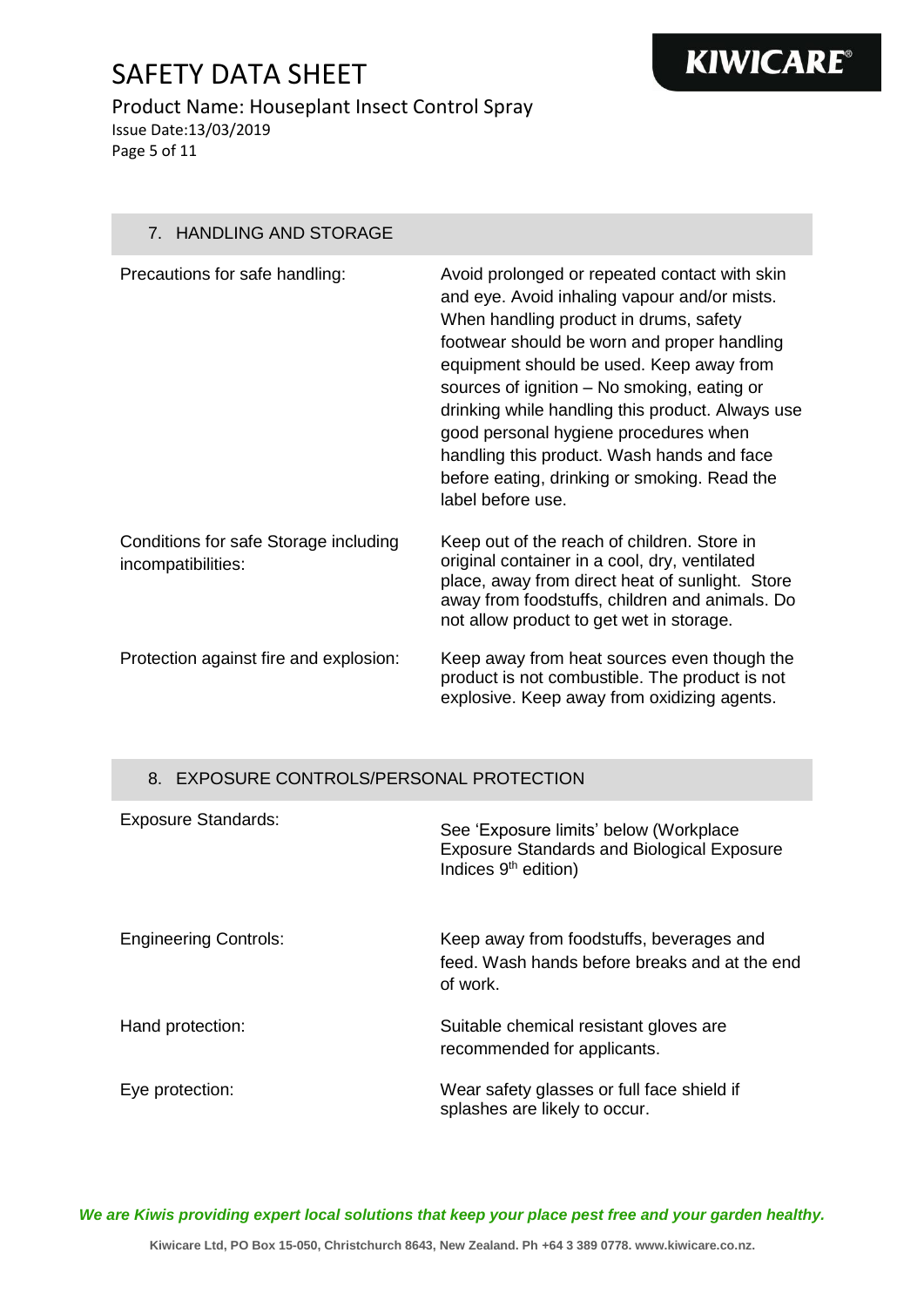## 7. HANDLING AND STORAGE

| | |
|---|---|
| Precautions for safe handling: | Avoid prolonged or repeated contact with skin and eye. Avoid inhaling vapour and/or mists. When handling product in drums, safety footwear should be worn and proper handling equipment should be used. Keep away from sources of ignition – No smoking, eating or drinking while handling this product. Always use good personal hygiene procedures when handling this product. Wash hands and face before eating, drinking or smoking. Read the label before use. |
| Conditions for safe Storage including incompatibilities: | Keep out of the reach of children. Store in original container in a cool, dry, ventilated place, away from direct heat of sunlight. Store away from foodstuffs, children and animals. Do not allow product to get wet in storage. |
| Protection against fire and explosion: | Keep away from heat sources even though the product is not combustible. The product is not explosive. Keep away from oxidizing agents. |

## 8. EXPOSURE CONTROLS/PERSONAL PROTECTION

| | |
|---|---|
| Exposure Standards: | See 'Exposure limits' below (Workplace Exposure Standards and Biological Exposure Indices 9th edition) |
| Engineering Controls: | Keep away from foodstuffs, beverages and feed. Wash hands before breaks and at the end of work. |
| Hand protection: | Suitable chemical resistant gloves are recommended for applicants. |
| Eye protection: | Wear safety glasses or full face shield if splashes are likely to occur. |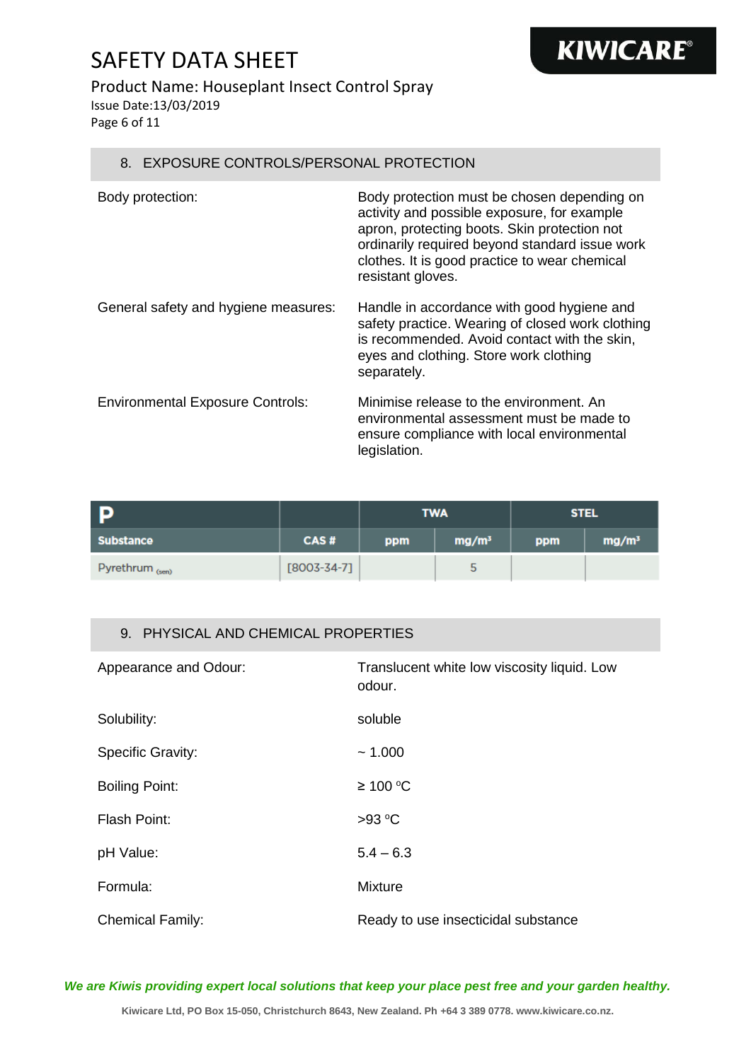## 8. EXPOSURE CONTROLS/PERSONAL PROTECTION

| | |
|---|---|
| Body protection: | Body protection must be chosen depending on activity and possible exposure, for example apron, protecting boots. Skin protection not ordinarily required beyond standard issue work clothes. It is good practice to wear chemical resistant gloves. |
| General safety and hygiene measures: | Handle in accordance with good hygiene and safety practice. Wearing of closed work clothing is recommended. Avoid contact with the skin, eyes and clothing. Store work clothing separately. |
| Environmental Exposure Controls: | Minimise release to the environment. An environmental assessment must be made to ensure compliance with local environmental legislation. |

| P | | TWA | | STEL | |
|---|---|---|---|---|---|
| Substance | CAS # | ppm | mg/m³ | ppm | mg/m³ |
| Pyrethrum (sen) | [8003-34-7] | | 5 | | |

## 9. PHYSICAL AND CHEMICAL PROPERTIES

| | |
|---|---|
| Appearance and Odour: | Translucent white low viscosity liquid. Low odour. |
| Solubility: | soluble |
| Specific Gravity: | ~ 1.000 |
| Boiling Point: | ≥ 100 °C |
| Flash Point: | >93 °C |
| pH Value: | 5.4 – 6.3 |
| Formula: | Mixture |
| Chemical Family: | Ready to use insecticidal substance |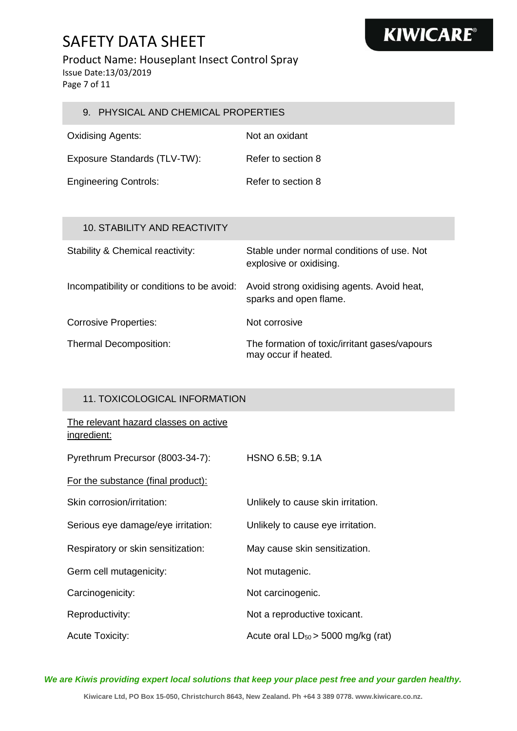## 9. PHYSICAL AND CHEMICAL PROPERTIES

| | |
|---|---|
| Oxidising Agents: | Not an oxidant |
| Exposure Standards (TLV-TW): | Refer to section 8 |
| Engineering Controls: | Refer to section 8 |

## 10. STABILITY AND REACTIVITY

| | |
|---|---|
| Stability & Chemical reactivity: | Stable under normal conditions of use. Not explosive or oxidising. |
| Incompatibility or conditions to be avoid: | Avoid strong oxidising agents. Avoid heat, sparks and open flame. |
| Corrosive Properties: | Not corrosive |
| Thermal Decomposition: | The formation of toxic/irritant gases/vapours may occur if heated. |

## 11. TOXICOLOGICAL INFORMATION

The relevant hazard classes on active ingredient:

| | |
|---|---|
| Pyrethrum Precursor (8003-34-7): | HSNO 6.5B; 9.1A |

For the substance (final product):

| | |
|---|---|
| Skin corrosion/irritation: | Unlikely to cause skin irritation. |
| Serious eye damage/eye irritation: | Unlikely to cause eye irritation. |
| Respiratory or skin sensitization: | May cause skin sensitization. |
| Germ cell mutagenicity: | Not mutagenic. |
| Carcinogenicity: | Not carcinogenic. |
| Reproductivity: | Not a reproductive toxicant. |
| Acute Toxicity: | Acute oral $LD_{50}$ > 5000 mg/kg (rat) |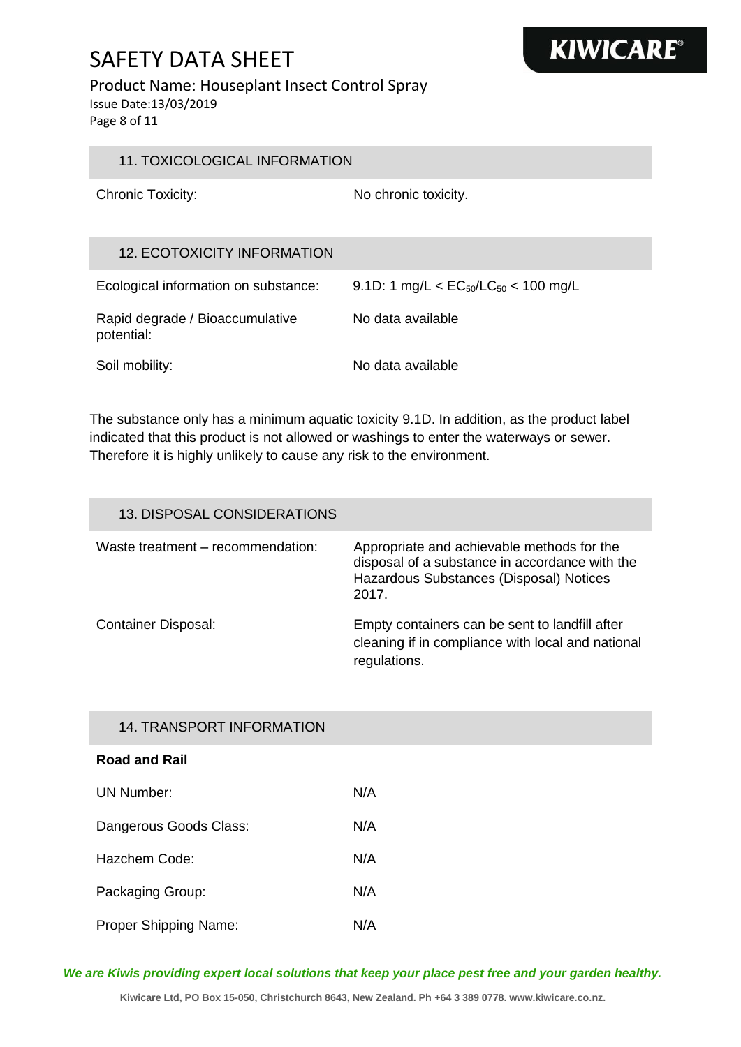## 11. TOXICOLOGICAL INFORMATION

| | |
|---|---|
| Chronic Toxicity: | No chronic toxicity. |

## 12. ECOTOXICITY INFORMATION

| | |
|---|---|
| Ecological information on substance: | 9.1D: 1 mg/L < $EC_{50}/LC_{50}$ < 100 mg/L |
| Rapid degrade / Bioaccumulative potential: | No data available |
| Soil mobility: | No data available |

The substance only has a minimum aquatic toxicity 9.1D. In addition, as the product label indicated that this product is not allowed or washings to enter the waterways or sewer. Therefore it is highly unlikely to cause any risk to the environment.

## 13. DISPOSAL CONSIDERATIONS

| | |
|---|---|
| Waste treatment – recommendation: | Appropriate and achievable methods for the disposal of a substance in accordance with the Hazardous Substances (Disposal) Notices 2017. |
| Container Disposal: | Empty containers can be sent to landfill after cleaning if in compliance with local and national regulations. |

## 14. TRANSPORT INFORMATION

**Road and Rail**

| | |
|---|---|
| UN Number: | N/A |
| Dangerous Goods Class: | N/A |
| Hazchem Code: | N/A |
| Packaging Group: | N/A |
| Proper Shipping Name: | N/A |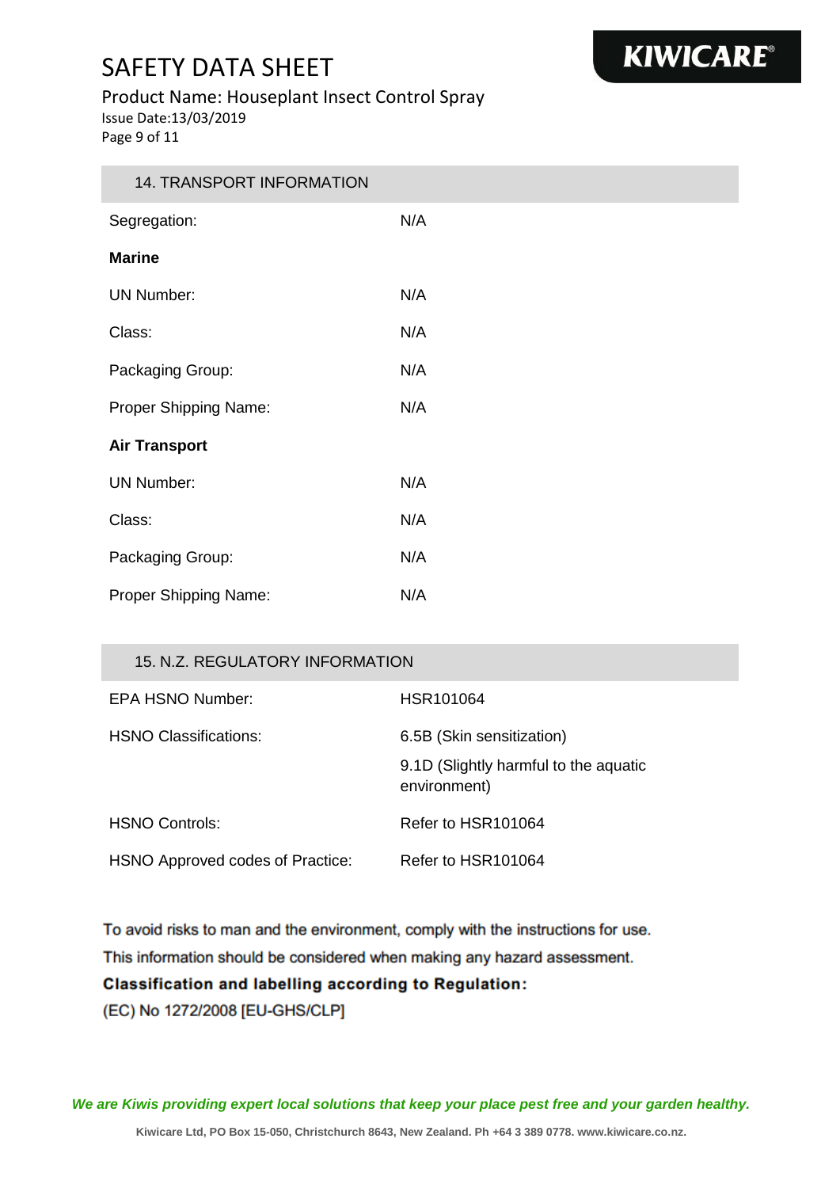## 14. TRANSPORT INFORMATION

| | |
|---|---|
| Segregation: | N/A |
| **Marine** | |
| UN Number: | N/A |
| Class: | N/A |
| Packaging Group: | N/A |
| Proper Shipping Name: | N/A |
| **Air Transport** | |
| UN Number: | N/A |
| Class: | N/A |
| Packaging Group: | N/A |
| Proper Shipping Name: | N/A |

## 15. N.Z. REGULATORY INFORMATION

| | |
|---|---|
| EPA HSNO Number: | HSR101064 |
| HSNO Classifications: | 6.5B (Skin sensitization)<br>9.1D (Slightly harmful to the aquatic environment) |
| HSNO Controls: | Refer to HSR101064 |
| HSNO Approved codes of Practice: | Refer to HSR101064 |

To avoid risks to man and the environment, comply with the instructions for use.

This information should be considered when making any hazard assessment.

**Classification and labelling according to Regulation:**

(EC) No 1272/2008 [EU-GHS/CLP]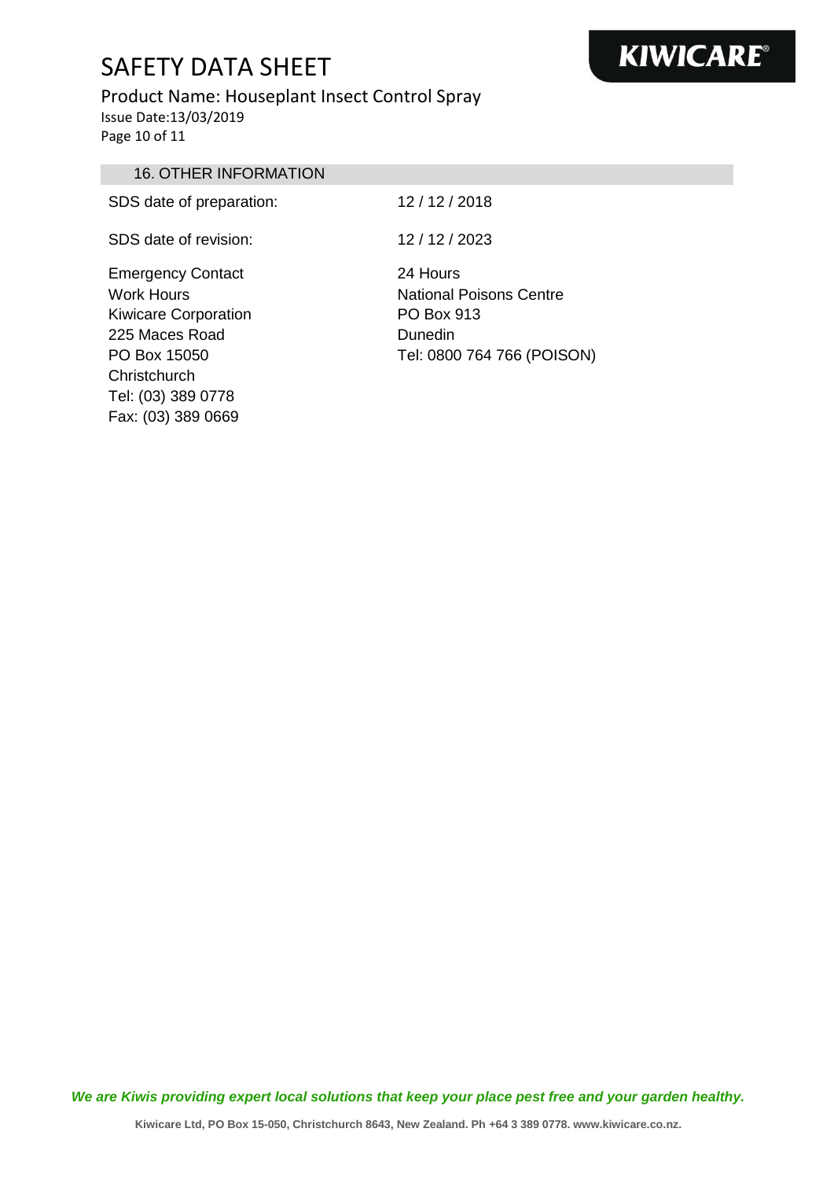## 16. OTHER INFORMATION

| | |
|---|---|
| SDS date of preparation: | 12 / 12 / 2018 |
| SDS date of revision: | 12 / 12 / 2023 |

| Emergency Contact | 24 Hours |
|---|---|
| Work Hours | National Poisons Centre |
| Kiwicare Corporation | PO Box 913 |
| 225 Maces Road | Dunedin |
| PO Box 15050 | Tel: 0800 764 766 (POISON) |
| Christchurch | |
| Tel: (03) 389 0778 | |
| Fax: (03) 389 0669 | |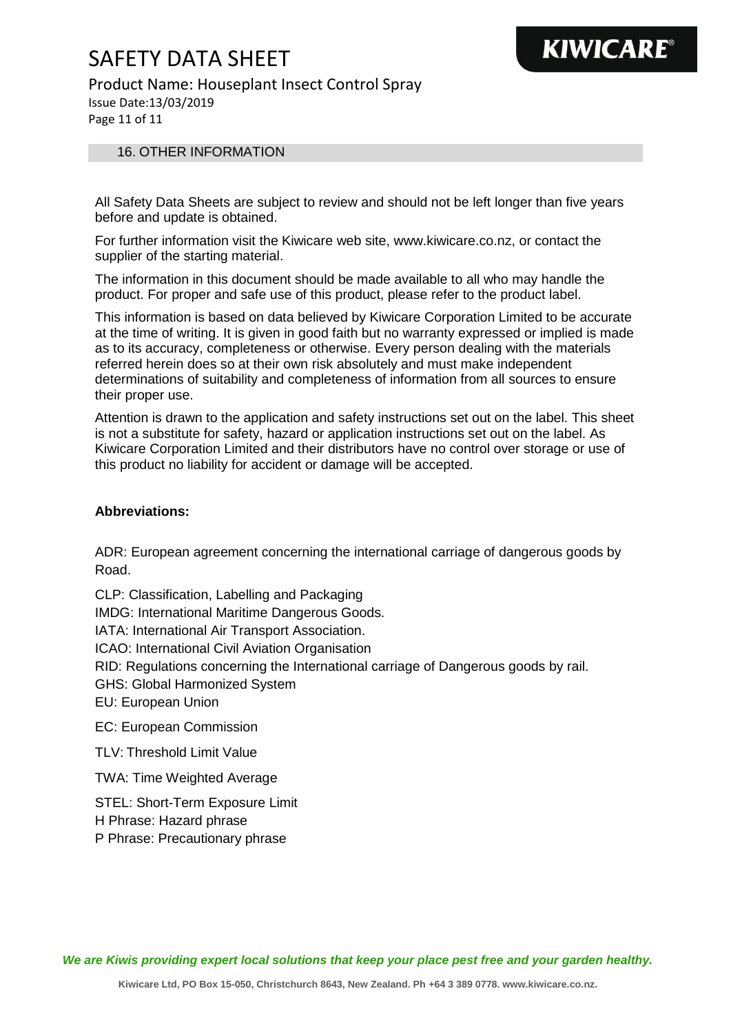## 16. OTHER INFORMATION

All Safety Data Sheets are subject to review and should not be left longer than five years before and update is obtained.

For further information visit the Kiwicare web site, www.kiwicare.co.nz, or contact the supplier of the starting material.

The information in this document should be made available to all who may handle the product. For proper and safe use of this product, please refer to the product label.

This information is based on data believed by Kiwicare Corporation Limited to be accurate at the time of writing. It is given in good faith but no warranty expressed or implied is made as to its accuracy, completeness or otherwise. Every person dealing with the materials referred herein does so at their own risk absolutely and must make independent determinations of suitability and completeness of information from all sources to ensure their proper use.

Attention is drawn to the application and safety instructions set out on the label. This sheet is not a substitute for safety, hazard or application instructions set out on the label. As Kiwicare Corporation Limited and their distributors have no control over storage or use of this product no liability for accident or damage will be accepted.

**Abbreviations:**

ADR: European agreement concerning the international carriage of dangerous goods by Road.

CLP: Classification, Labelling and Packaging
IMDG: International Maritime Dangerous Goods.
IATA: International Air Transport Association.
ICAO: International Civil Aviation Organisation
RID: Regulations concerning the International carriage of Dangerous goods by rail.
GHS: Global Harmonized System
EU: European Union

EC: European Commission

TLV: Threshold Limit Value

TWA: Time Weighted Average

STEL: Short-Term Exposure Limit
H Phrase: Hazard phrase
P Phrase: Precautionary phrase